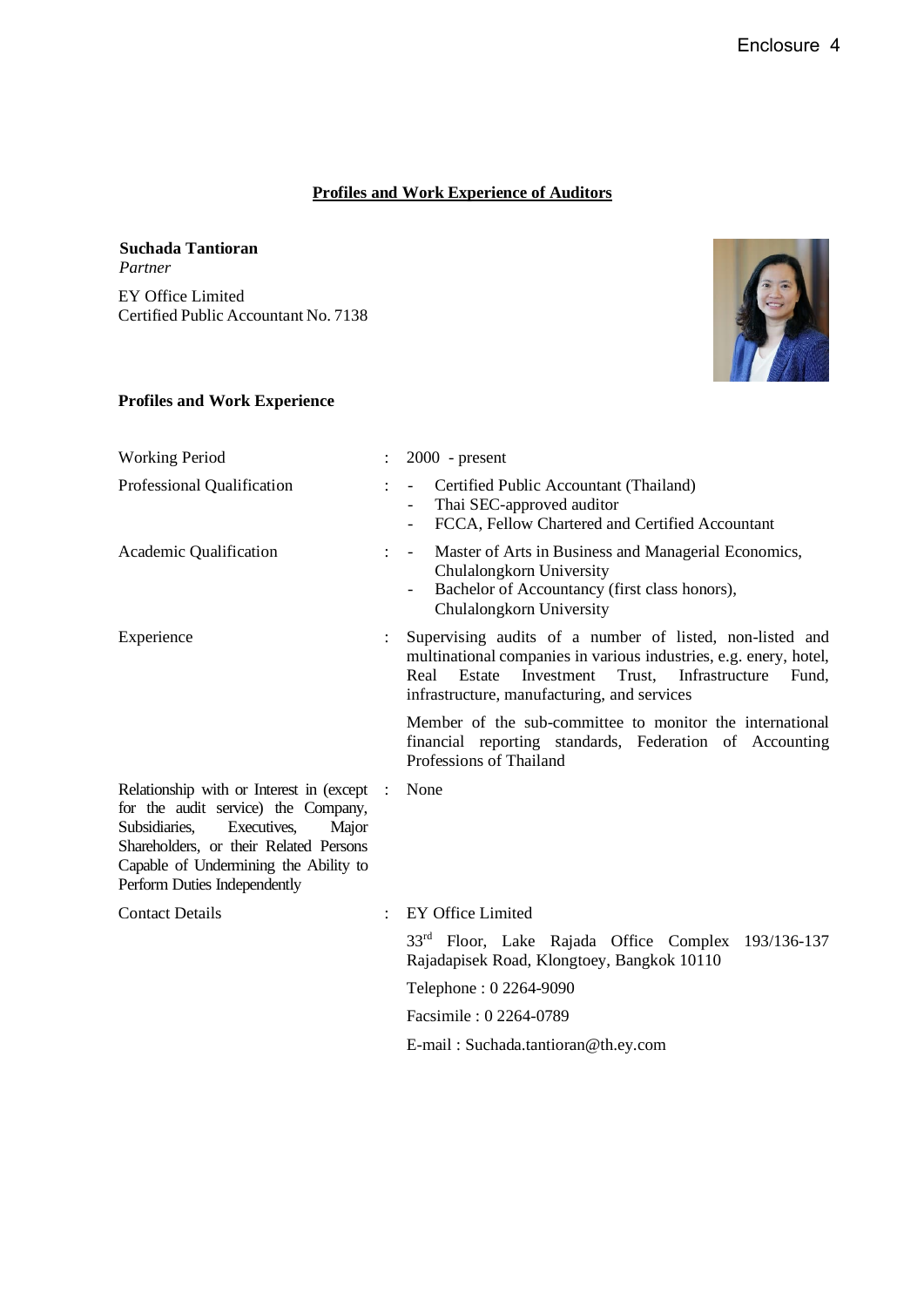Enclosure 4

## Profiles and Work Experience of Auditors

**Suchada Tantioran**
*Partner*

EY Office Limited
Certified Public Accountant No. 7138

### Profiles and Work Experience

| | | |
|---|---|---|
| Working Period | : | 2000 - present |
| Professional Qualification | : | - Certified Public Accountant (Thailand)<br>- Thai SEC-approved auditor<br>- FCCA, Fellow Chartered and Certified Accountant |
| Academic Qualification | : | - Master of Arts in Business and Managerial Economics, Chulalongkorn University<br>- Bachelor of Accountancy (first class honors), Chulalongkorn University |
| Experience | : | Supervising audits of a number of listed, non-listed and multinational companies in various industries, e.g. enery, hotel, Real Estate Investment Trust, Infrastructure Fund, infrastructure, manufacturing, and services<br><br>Member of the sub-committee to monitor the international financial reporting standards, Federation of Accounting Professions of Thailand |
| Relationship with or Interest in (except for the audit service) the Company, Subsidiaries, Executives, Major Shareholders, or their Related Persons Capable of Undermining the Ability to Perform Duties Independently | : | None |
| Contact Details | : | EY Office Limited<br><br>33rd Floor, Lake Rajada Office Complex 193/136-137 Rajadapisek Road, Klongtoey, Bangkok 10110<br><br>Telephone : 0 2264-9090<br><br>Facsimile : 0 2264-0789<br><br>E-mail : Suchada.tantioran@th.ey.com |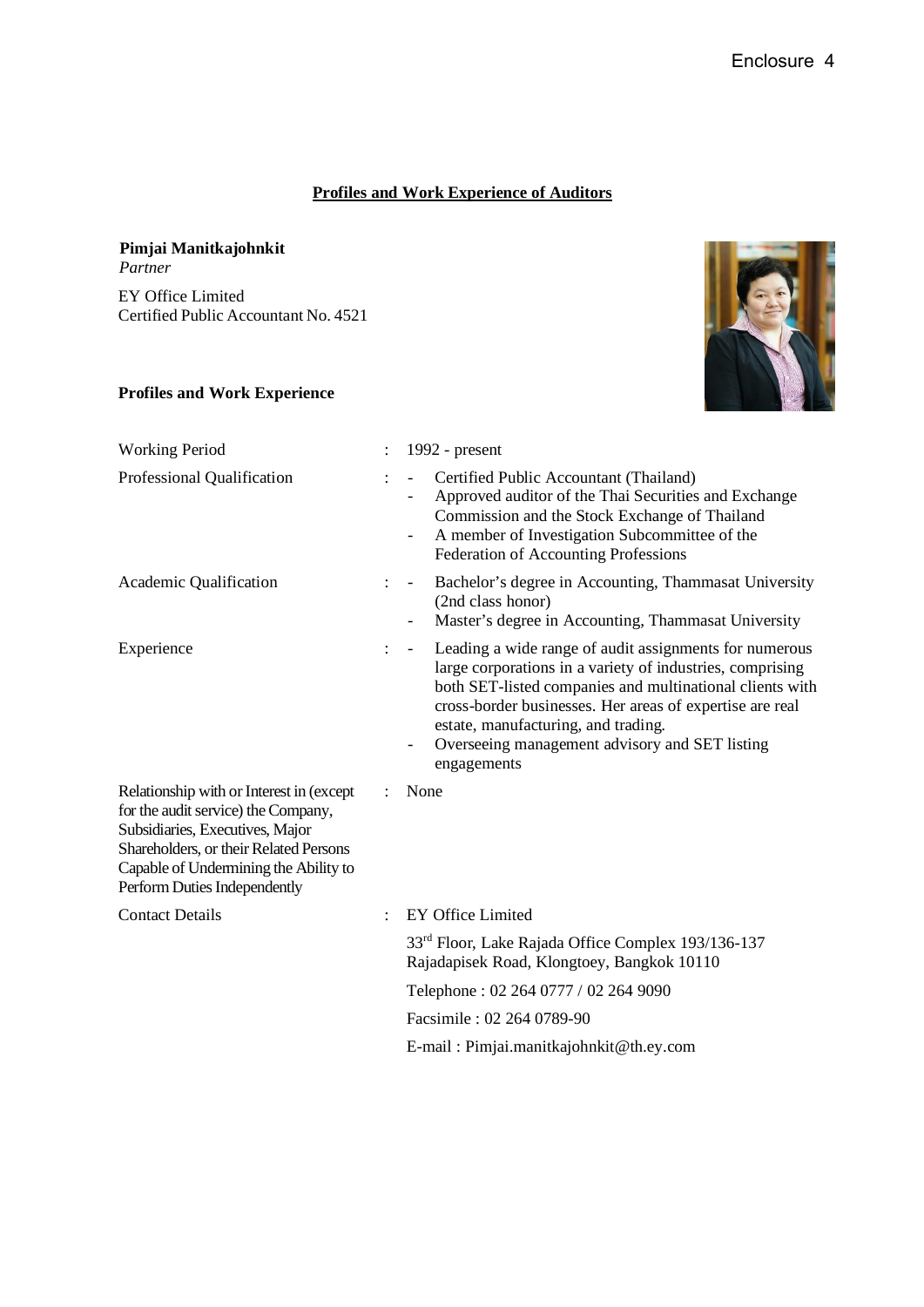Enclosure 4

## Profiles and Work Experience of Auditors

**Pimjai Manitkajohnkit**
*Partner*

EY Office Limited
Certified Public Accountant No. 4521

### Profiles and Work Experience

| | | |
|---|---|---|
| Working Period | : | 1992 - present |
| Professional Qualification | : | - Certified Public Accountant (Thailand)<br>- Approved auditor of the Thai Securities and Exchange Commission and the Stock Exchange of Thailand<br>- A member of Investigation Subcommittee of the Federation of Accounting Professions |
| Academic Qualification | : | - Bachelor's degree in Accounting, Thammasat University (2nd class honor)<br>- Master's degree in Accounting, Thammasat University |
| Experience | : | - Leading a wide range of audit assignments for numerous large corporations in a variety of industries, comprising both SET-listed companies and multinational clients with cross-border businesses. Her areas of expertise are real estate, manufacturing, and trading.<br>- Overseeing management advisory and SET listing engagements |
| Relationship with or Interest in (except for the audit service) the Company, Subsidiaries, Executives, Major Shareholders, or their Related Persons Capable of Undermining the Ability to Perform Duties Independently | : | None |
| Contact Details | : | EY Office Limited<br><br>33rd Floor, Lake Rajada Office Complex 193/136-137 Rajadapisek Road, Klongtoey, Bangkok 10110<br><br>Telephone : 02 264 0777 / 02 264 9090<br><br>Facsimile : 02 264 0789-90<br><br>E-mail : Pimjai.manitkajohnkit@th.ey.com |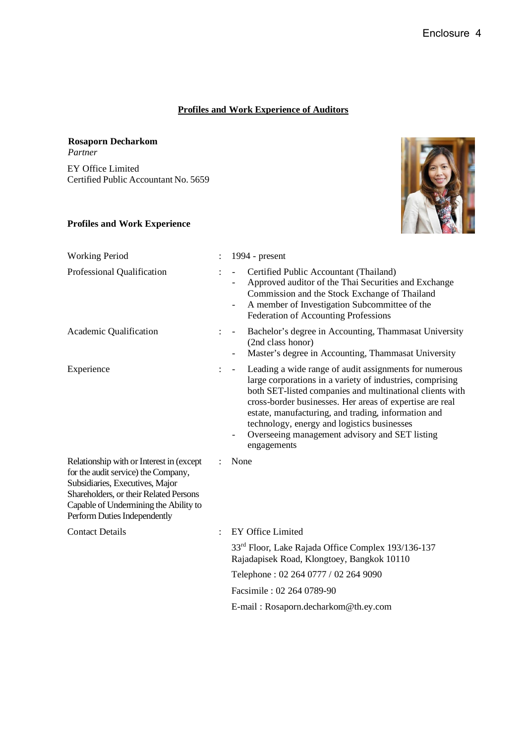Enclosure 4

## Profiles and Work Experience of Auditors

**Rosaporn Decharkom**
*Partner*

EY Office Limited
Certified Public Accountant No. 5659

### Profiles and Work Experience

| | | |
|---|---|---|
| Working Period | : | 1994 - present |
| Professional Qualification | : | - Certified Public Accountant (Thailand)<br>- Approved auditor of the Thai Securities and Exchange Commission and the Stock Exchange of Thailand<br>- A member of Investigation Subcommittee of the Federation of Accounting Professions |
| Academic Qualification | : | - Bachelor's degree in Accounting, Thammasat University (2nd class honor)<br>- Master's degree in Accounting, Thammasat University |
| Experience | : | - Leading a wide range of audit assignments for numerous large corporations in a variety of industries, comprising both SET-listed companies and multinational clients with cross-border businesses. Her areas of expertise are real estate, manufacturing, and trading, information and technology, energy and logistics businesses<br>- Overseeing management advisory and SET listing engagements |
| Relationship with or Interest in (except for the audit service) the Company, Subsidiaries, Executives, Major Shareholders, or their Related Persons Capable of Undermining the Ability to Perform Duties Independently | : | None |
| Contact Details | : | EY Office Limited<br>33rd Floor, Lake Rajada Office Complex 193/136-137 Rajadapisek Road, Klongtoey, Bangkok 10110<br>Telephone : 02 264 0777 / 02 264 9090<br>Facsimile : 02 264 0789-90<br>E-mail : Rosaporn.decharkom@th.ey.com |